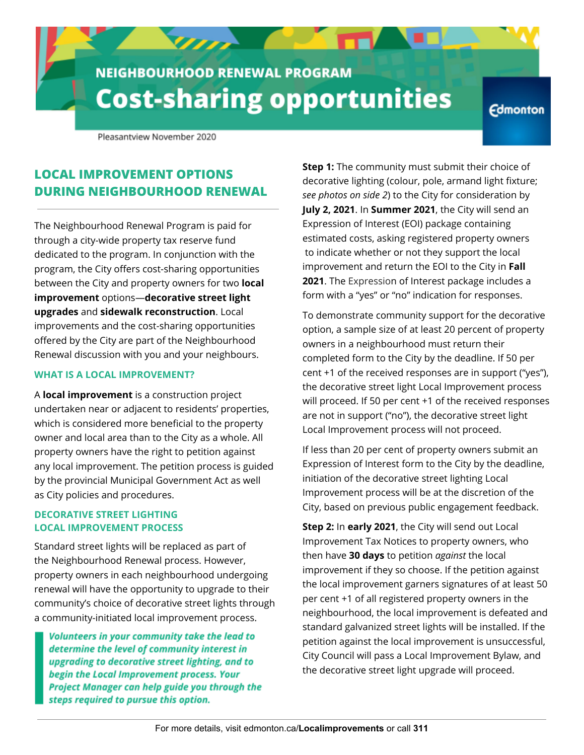## NEIGHBOURHOOD RENEWAL PROGRAM

# Cost-sharing opportunities

Edmonton

Pleasantview November 2020

## LOCAL IMPROVEMENT OPTIONS DURING NEIGHBOURHOOD RENEWAL

The Neighbourhood Renewal Program is paid for through a city-wide property tax reserve fund dedicated to the program. In conjunction with the program, the City offers cost-sharing opportunities between the City and property owners for two **local improvement** options—**decorative street light upgrades** and **sidewalk reconstruction**. Local improvements and the cost-sharing opportunities offered by the City are part of the Neighbourhood Renewal discussion with you and your neighbours.

### WHAT IS A LOCAL IMPROVEMENT?

A **local improvement** is a construction project undertaken near or adjacent to residents' properties, which is considered more beneficial to the property owner and local area than to the City as a whole. All property owners have the right to petition against any local improvement. The petition process is guided by the provincial Municipal Government Act as well as City policies and procedures.

### DECORATIVE STREET LIGHTING LOCAL IMPROVEMENT PROCESS

Standard street lights will be replaced as part of the Neighbourhood Renewal process. However, property owners in each neighbourhood undergoing renewal will have the opportunity to upgrade to their community's choice of decorative street lights through a community-initiated local improvement process.

> ***Volunteers in your community take the lead to determine the level of community interest in upgrading to decorative street lighting, and to begin the Local Improvement process. Your Project Manager can help guide you through the steps required to pursue this option.***

**Step 1:** The community must submit their choice of decorative lighting (colour, pole, armand light fixture; *see photos on side 2*) to the City for consideration by **July 2, 2021**. In **Summer 2021**, the City will send an Expression of Interest (EOI) package containing estimated costs, asking registered property owners to indicate whether or not they support the local improvement and return the EOI to the City in **Fall 2021**. The Expression of Interest package includes a form with a "yes" or "no" indication for responses.

To demonstrate community support for the decorative option, a sample size of at least 20 percent of property owners in a neighbourhood must return their completed form to the City by the deadline. If 50 per cent +1 of the received responses are in support ("yes"), the decorative street light Local Improvement process will proceed. If 50 per cent +1 of the received responses are not in support ("no"), the decorative street light Local Improvement process will not proceed.

If less than 20 per cent of property owners submit an Expression of Interest form to the City by the deadline, initiation of the decorative street lighting Local Improvement process will be at the discretion of the City, based on previous public engagement feedback.

**Step 2:** In **early 2021**, the City will send out Local Improvement Tax Notices to property owners, who then have **30 days** to petition *against* the local improvement if they so choose. If the petition against the local improvement garners signatures of at least 50 per cent +1 of all registered property owners in the neighbourhood, the local improvement is defeated and standard galvanized street lights will be installed. If the petition against the local improvement is unsuccessful, City Council will pass a Local Improvement Bylaw, and the decorative street light upgrade will proceed.

For more details, visit edmonton.ca/**Localimprovements** or call **311**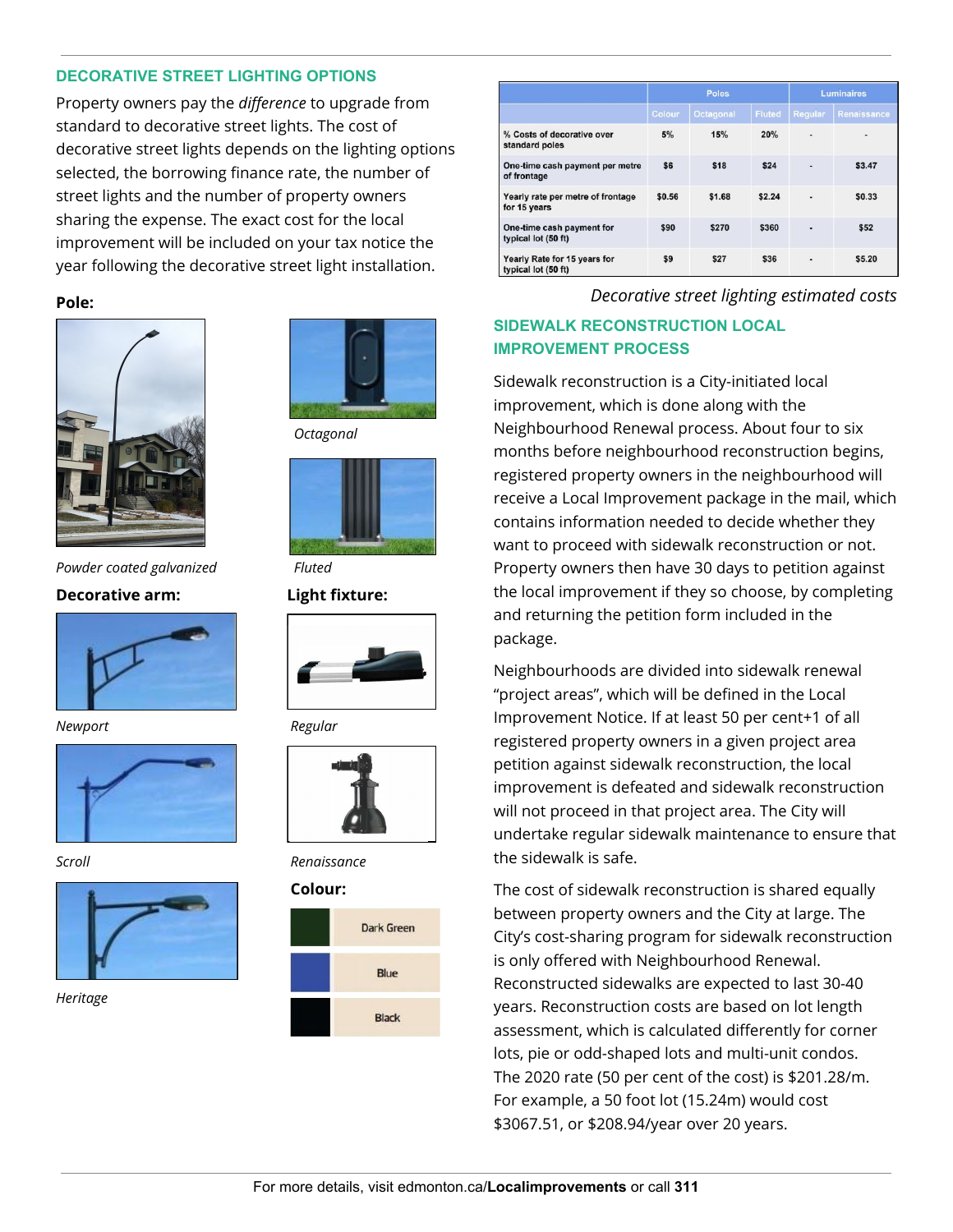## DECORATIVE STREET LIGHTING OPTIONS

Property owners pay the *difference* to upgrade from standard to decorative street lights. The cost of decorative street lights depends on the lighting options selected, the borrowing finance rate, the number of street lights and the number of property owners sharing the expense. The exact cost for the local improvement will be included on your tax notice the year following the decorative street light installation.

**Pole:**

*Powder coated galvanized*

*Octagonal*

*Fluted*

**Decorative arm:**

*Newport*

*Scroll*

*Heritage*

**Light fixture:**

*Regular*

*Renaissance*

**Colour:**

Dark Green

Blue

Black

| | Poles | | | Luminaires | |
|---|---|---|---|---|---|
| | Colour | Octagonal | Fluted | Regular | Renaissance |
| % Costs of decorative over standard poles | 5% | 15% | 20% | - | - |
| One-time cash payment per metre of frontage | $6 | $18 | $24 | - | $3.47 |
| Yearly rate per metre of frontage for 15 years | $0.56 | $1.68 | $2.24 | - | $0.33 |
| One-time cash payment for typical lot (50 ft) | $90 | $270 | $360 | - | $52 |
| Yearly Rate for 15 years for typical lot (50 ft) | $9 | $27 | $36 | - | $5.20 |

*Decorative street lighting estimated costs*

## SIDEWALK RECONSTRUCTION LOCAL IMPROVEMENT PROCESS

Sidewalk reconstruction is a City-initiated local improvement, which is done along with the Neighbourhood Renewal process. About four to six months before neighbourhood reconstruction begins, registered property owners in the neighbourhood will receive a Local Improvement package in the mail, which contains information needed to decide whether they want to proceed with sidewalk reconstruction or not. Property owners then have 30 days to petition against the local improvement if they so choose, by completing and returning the petition form included in the package.

Neighbourhoods are divided into sidewalk renewal "project areas", which will be defined in the Local Improvement Notice. If at least 50 per cent+1 of all registered property owners in a given project area petition against sidewalk reconstruction, the local improvement is defeated and sidewalk reconstruction will not proceed in that project area. The City will undertake regular sidewalk maintenance to ensure that the sidewalk is safe.

The cost of sidewalk reconstruction is shared equally between property owners and the City at large. The City's cost-sharing program for sidewalk reconstruction is only offered with Neighbourhood Renewal. Reconstructed sidewalks are expected to last 30-40 years. Reconstruction costs are based on lot length assessment, which is calculated differently for corner lots, pie or odd-shaped lots and multi-unit condos. The 2020 rate (50 per cent of the cost) is $201.28/m. For example, a 50 foot lot (15.24m) would cost $3067.51, or $208.94/year over 20 years.

For more details, visit edmonton.ca/**Localimprovements** or call **311**